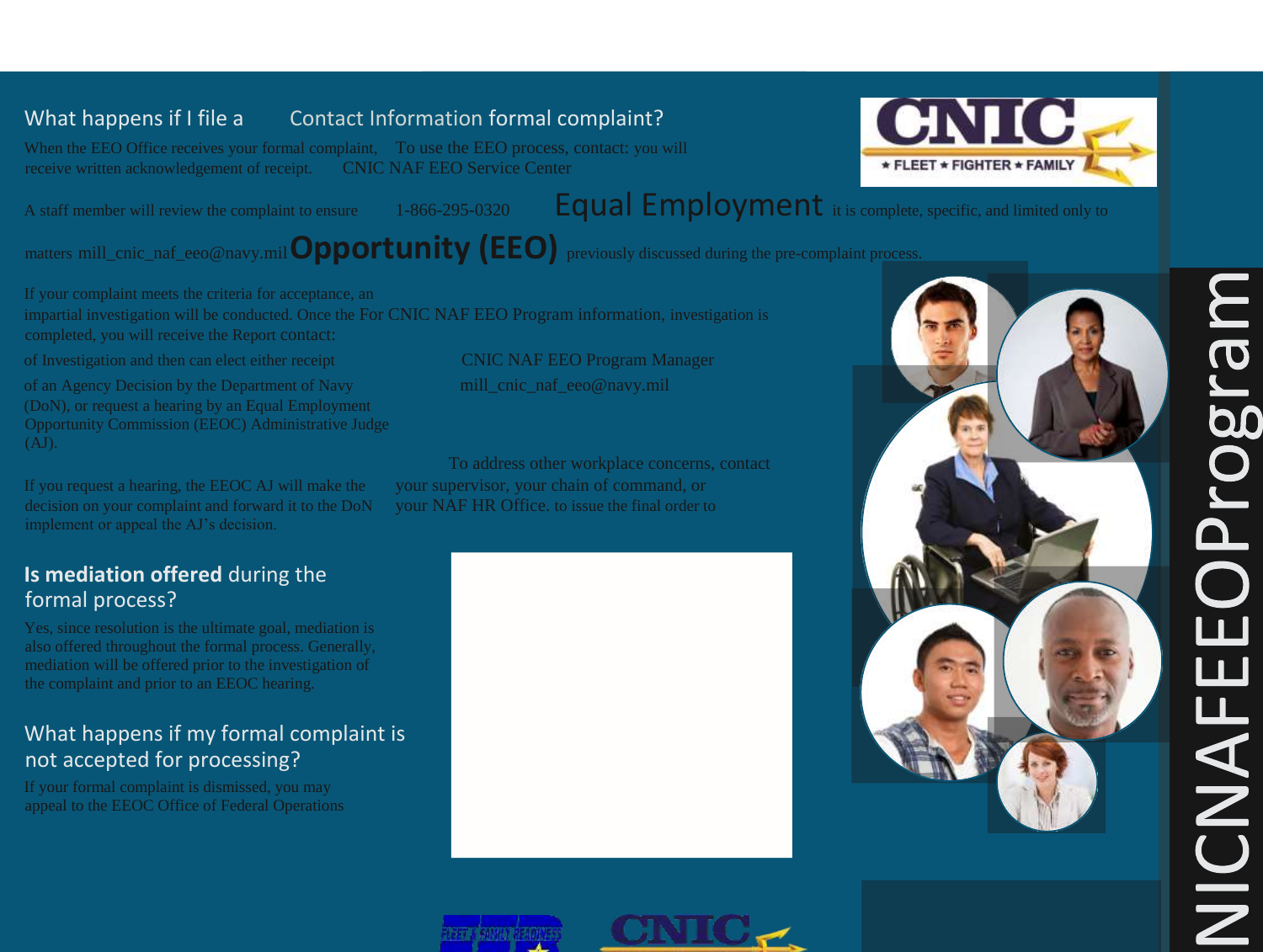## What happens if I file a formal complaint?

When the EEO Office receives your formal complaint, you will receive written acknowledgement of receipt.

A staff member will review the complaint to ensure it is complete, specific, and limited only to matters previously discussed during the pre-complaint process.

If your complaint meets the criteria for acceptance, an impartial investigation will be conducted. Once the investigation is completed, you will receive the Report of Investigation and then can elect either receipt of an Agency Decision by the Department of Navy (DoN), or request a hearing by an Equal Employment Opportunity Commission (EEOC) Administrative Judge (AJ).

If you request a hearing, the EEOC AJ will make the decision on your complaint and forward it to the DoN to issue the final order to implement or appeal the AJ's decision.

## Is mediation offered during the formal process?

Yes, since resolution is the ultimate goal, mediation is also offered throughout the formal process. Generally, mediation will be offered prior to the investigation of the complaint and prior to an EEOC hearing.

## What happens if my formal complaint is not accepted for processing?

If your formal complaint is dismissed, you may appeal to the EEOC Office of Federal Operations

## Contact Information

To use the EEO process, contact:

CNIC NAF EEO Service Center

1-866-295-0320

mill_cnic_naf_eeo@navy.mil

For CNIC NAF EEO Program information, contact:

CNIC NAF EEO Program Manager

mill_cnic_naf_eeo@navy.mil

To address other workplace concerns, contact your supervisor, your chain of command, or your NAF HR Office.

# CNIC

★ FLEET ★ FIGHTER ★ FAMILY

# Equal Employment Opportunity (EEO)

# NICNAFEEOProgram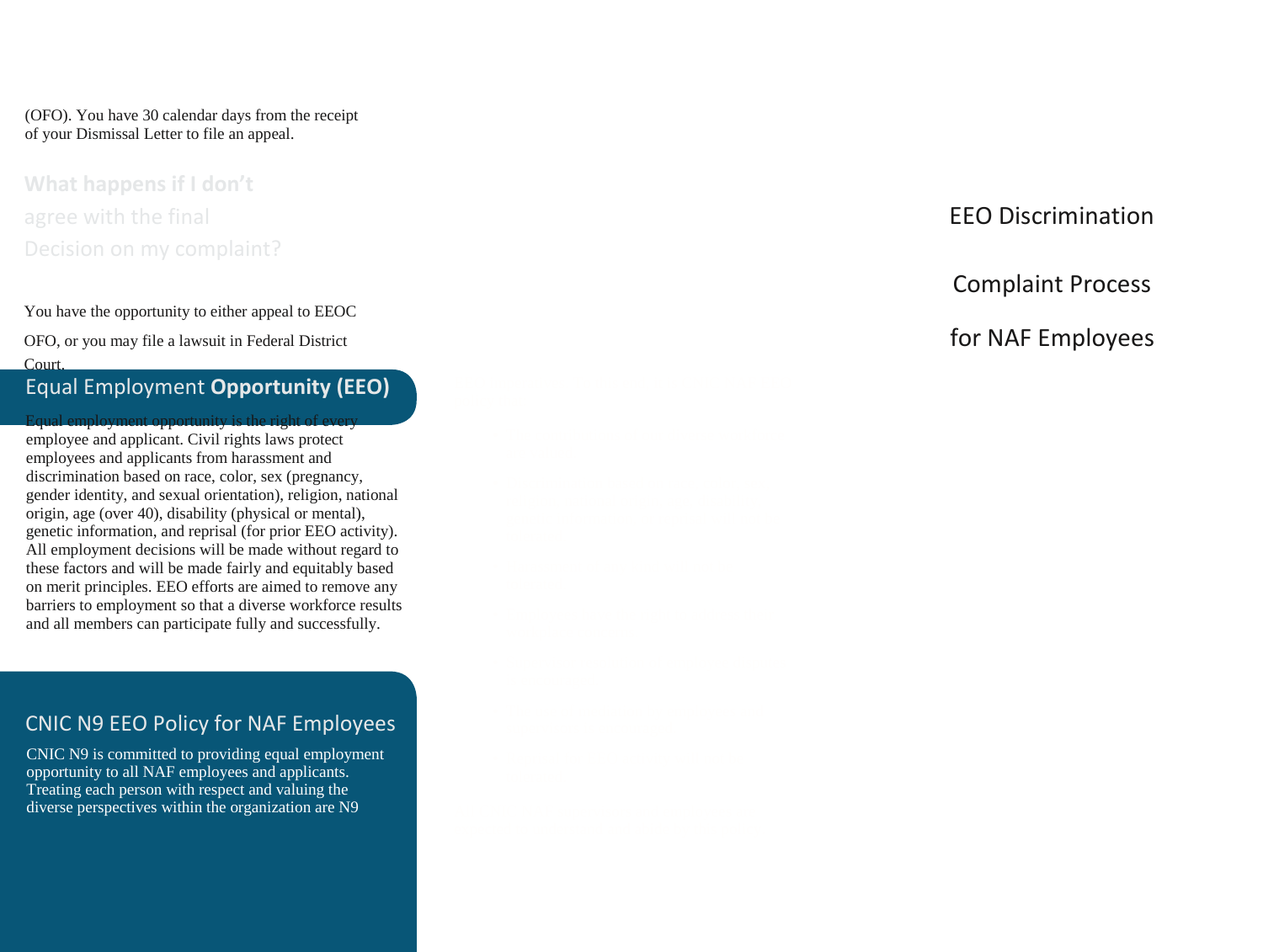(OFO). You have 30 calendar days from the receipt of your Dismissal Letter to file an appeal.

## What happens if I don't agree with the final Decision on my complaint?

You have the opportunity to either appeal to EEOC OFO, or you may file a lawsuit in Federal District Court.

## Equal Employment **Opportunity (EEO)**

Equal employment opportunity is the right of every employee and applicant. Civil rights laws protect employees and applicants from harassment and discrimination based on race, color, sex (pregnancy, gender identity, and sexual orientation), religion, national origin, age (over 40), disability (physical or mental), genetic information, and reprisal (for prior EEO activity). All employment decisions will be made without regard to these factors and will be made fairly and equitably based on merit principles. EEO efforts are aimed to remove any barriers to employment so that a diverse workforce results and all members can participate fully and successfully.

## CNIC N9 EEO Policy for NAF Employees

CNIC N9 is committed to providing equal employment opportunity to all NAF employees and applicants. Treating each person with respect and valuing the diverse perspectives within the organization are N9

# EEO Discrimination

# Complaint Process

# for NAF Employees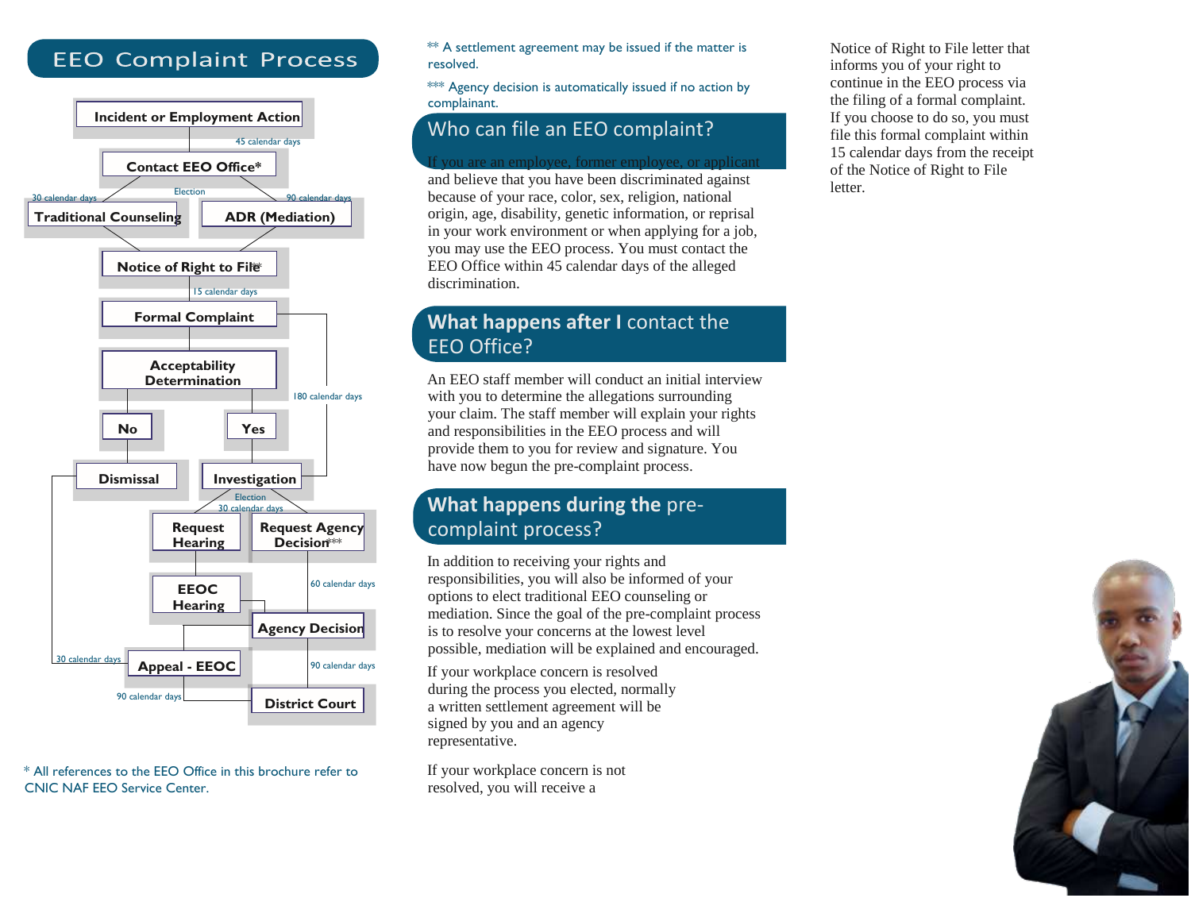# EEO Complaint Process

Incident or Employment Action

45 calendar days

Contact EEO Office*

30 calendar days

Election

90 calendar days

Traditional Counseling

ADR (Mediation)

Notice of Right to File**

15 calendar days

Formal Complaint

Acceptability Determination

180 calendar days

No

Yes

Dismissal

Investigation

Election

30 calendar days

Request Hearing

Request Agency Decision***

60 calendar days

EEOC Hearing

Agency Decision

30 calendar days

Appeal - EEOC

90 calendar days

90 calendar days

District Court

\* All references to the EEO Office in this brochure refer to CNIC NAF EEO Service Center.

** A settlement agreement may be issued if the matter is resolved.

*** Agency decision is automatically issued if no action by complainant.

## Who can file an EEO complaint?

If you are an employee, former employee, or applicant and believe that you have been discriminated against because of your race, color, sex, religion, national origin, age, disability, genetic information, or reprisal in your work environment or when applying for a job, you may use the EEO process. You must contact the EEO Office within 45 calendar days of the alleged discrimination.

## What happens after I contact the EEO Office?

An EEO staff member will conduct an initial interview with you to determine the allegations surrounding your claim. The staff member will explain your rights and responsibilities in the EEO process and will provide them to you for review and signature. You have now begun the pre-complaint process.

## What happens during the pre-complaint process?

In addition to receiving your rights and responsibilities, you will also be informed of your options to elect traditional EEO counseling or mediation. Since the goal of the pre-complaint process is to resolve your concerns at the lowest level possible, mediation will be explained and encouraged.

If your workplace concern is resolved during the process you elected, normally a written settlement agreement will be signed by you and an agency representative.

If your workplace concern is not resolved, you will receive a Notice of Right to File letter that informs you of your right to continue in the EEO process via the filing of a formal complaint. If you choose to do so, you must file this formal complaint within 15 calendar days from the receipt of the Notice of Right to File letter.